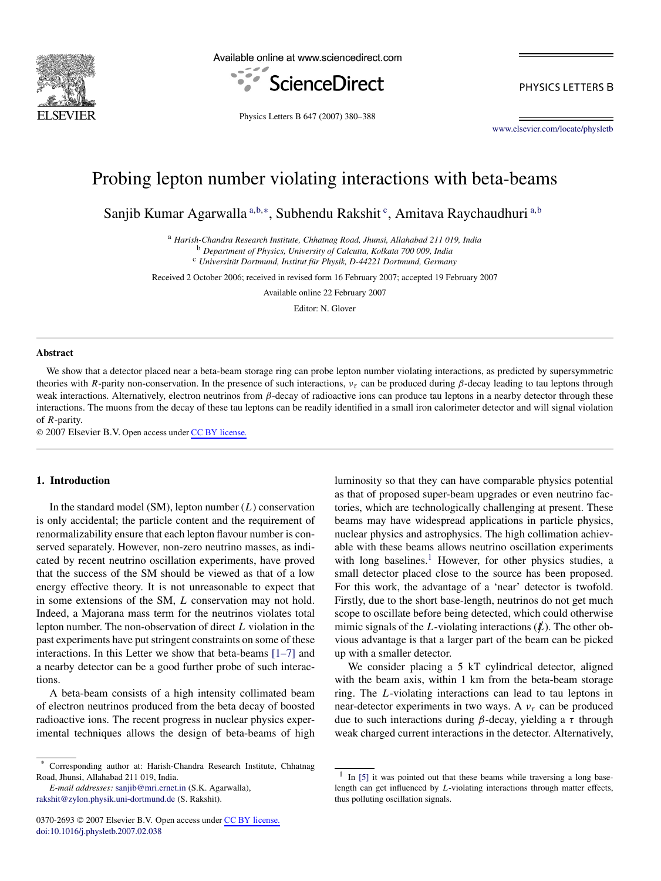# Probing lepton number violating interactions with beta-beams

Sanjib Kumar Agarwalla [a,b,*], Subhendu Rakshit [c], Amitava Raychaudhuri [a,b]

[a] *Harish-Chandra Research Institute, Chhatnag Road, Jhunsi, Allahabad 211 019, India*
[b] *Department of Physics, University of Calcutta, Kolkata 700 009, India*
[c] *Universität Dortmund, Institut für Physik, D-44221 Dortmund, Germany*

Received 2 October 2006; received in revised form 16 February 2007; accepted 19 February 2007

Available online 22 February 2007

Editor: N. Glover

## Abstract

We show that a detector placed near a beta-beam storage ring can probe lepton number violating interactions, as predicted by supersymmetric theories with $R$-parity non-conservation. In the presence of such interactions, $\nu_\tau$ can be produced during $\beta$-decay leading to tau leptons through weak interactions. Alternatively, electron neutrinos from $\beta$-decay of radioactive ions can produce tau leptons in a nearby detector through these interactions. The muons from the decay of these tau leptons can be readily identified in a small iron calorimeter detector and will signal violation of $R$-parity.

© 2007 Elsevier B.V. Open access under CC BY license.

## 1. Introduction

In the standard model (SM), lepton number ($L$) conservation is only accidental; the particle content and the requirement of renormalizability ensure that each lepton flavour number is conserved separately. However, non-zero neutrino masses, as indicated by recent neutrino oscillation experiments, have proved that the success of the SM should be viewed as that of a low energy effective theory. It is not unreasonable to expect that in some extensions of the SM, $L$ conservation may not hold. Indeed, a Majorana mass term for the neutrinos violates total lepton number. The non-observation of direct $L$ violation in the past experiments have put stringent constraints on some of these interactions. In this Letter we show that beta-beams [1–7] and a nearby detector can be a good further probe of such interactions.

A beta-beam consists of a high intensity collimated beam of electron neutrinos produced from the beta decay of boosted radioactive ions. The recent progress in nuclear physics experimental techniques allows the design of beta-beams of high luminosity so that they can have comparable physics potential as that of proposed super-beam upgrades or even neutrino factories, which are technologically challenging at present. These beams may have widespread applications in particle physics, nuclear physics and astrophysics. The high collimation achievable with these beams allows neutrino oscillation experiments with long baselines.[1] However, for other physics studies, a small detector placed close to the source has been proposed. For this work, the advantage of a 'near' detector is twofold. Firstly, due to the short base-length, neutrinos do not get much scope to oscillate before being detected, which could otherwise mimic signals of the $L$-violating interactions ($\not{L}$). The other obvious advantage is that a larger part of the beam can be picked up with a smaller detector.

We consider placing a 5 kT cylindrical detector, aligned with the beam axis, within 1 km from the beta-beam storage ring. The $L$-violating interactions can lead to tau leptons in near-detector experiments in two ways. A $\nu_\tau$ can be produced due to such interactions during $\beta$-decay, yielding a $\tau$ through weak charged current interactions in the detector. Alternatively,

[1] In [5] it was pointed out that these beams while traversing a long base-length can get influenced by $L$-violating interactions through matter effects, thus polluting oscillation signals.

* Corresponding author at: Harish-Chandra Research Institute, Chhatnag Road, Jhunsi, Allahabad 211 019, India.
*E-mail addresses:* sanjib@mri.ernet.in (S.K. Agarwalla), rakshit@zylon.physik.uni-dortmund.de (S. Rakshit).

0370-2693 © 2007 Elsevier B.V. Open access under CC BY license.
doi:10.1016/j.physletb.2007.02.038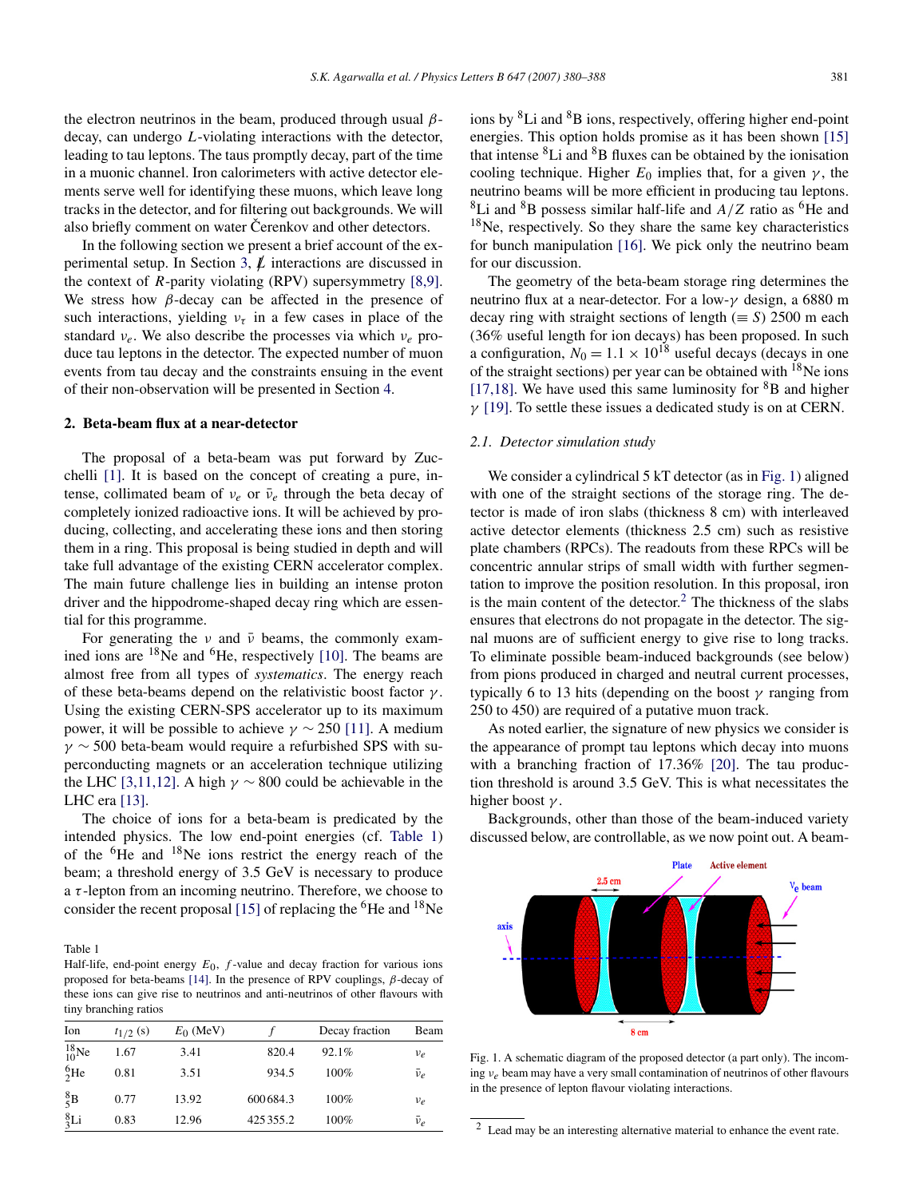the electron neutrinos in the beam, produced through usual $\beta$-decay, can undergo $L$-violating interactions with the detector, leading to tau leptons. The taus promptly decay, part of the time in a muonic channel. Iron calorimeters with active detector elements serve well for identifying these muons, which leave long tracks in the detector, and for filtering out backgrounds. We will also briefly comment on water Čerenkov and other detectors.

In the following section we present a brief account of the experimental setup. In Section 3, $\not{L}$ interactions are discussed in the context of $R$-parity violating (RPV) supersymmetry [8,9]. We stress how $\beta$-decay can be affected in the presence of such interactions, yielding $\nu_\tau$ in a few cases in place of the standard $\nu_e$. We also describe the processes via which $\nu_e$ produce tau leptons in the detector. The expected number of muon events from tau decay and the constraints ensuing in the event of their non-observation will be presented in Section 4.

## 2. Beta-beam flux at a near-detector

The proposal of a beta-beam was put forward by Zucchelli [1]. It is based on the concept of creating a pure, intense, collimated beam of $\nu_e$ or $\bar{\nu}_e$ through the beta decay of completely ionized radioactive ions. It will be achieved by producing, collecting, and accelerating these ions and then storing them in a ring. This proposal is being studied in depth and will take full advantage of the existing CERN accelerator complex. The main future challenge lies in building an intense proton driver and the hippodrome-shaped decay ring which are essential for this programme.

For generating the $\nu$ and $\bar{\nu}$ beams, the commonly examined ions are $^{18}$Ne and $^{6}$He, respectively [10]. The beams are almost free from all types of *systematics*. The energy reach of these beta-beams depend on the relativistic boost factor $\gamma$. Using the existing CERN-SPS accelerator up to its maximum power, it will be possible to achieve $\gamma \sim 250$ [11]. A medium $\gamma \sim 500$ beta-beam would require a refurbished SPS with superconducting magnets or an acceleration technique utilizing the LHC [3,11,12]. A high $\gamma \sim 800$ could be achievable in the LHC era [13].

The choice of ions for a beta-beam is predicated by the intended physics. The low end-point energies (cf. Table 1) of the $^{6}$He and $^{18}$Ne ions restrict the energy reach of the beam; a threshold energy of 3.5 GeV is necessary to produce a $\tau$-lepton from an incoming neutrino. Therefore, we choose to consider the recent proposal [15] of replacing the $^{6}$He and $^{18}$Ne ions by $^{8}$Li and $^{8}$B ions, respectively, offering higher end-point energies. This option holds promise as it has been shown [15] that intense $^{8}$Li and $^{8}$B fluxes can be obtained by the ionisation cooling technique. Higher $E_0$ implies that, for a given $\gamma$, the neutrino beams will be more efficient in producing tau leptons. $^{8}$Li and $^{8}$B possess similar half-life and $A/Z$ ratio as $^{6}$He and $^{18}$Ne, respectively. So they share the same key characteristics for bunch manipulation [16]. We pick only the neutrino beam for our discussion.

Table 1
Half-life, end-point energy $E_0$, $f$-value and decay fraction for various ions proposed for beta-beams [14]. In the presence of RPV couplings, $\beta$-decay of these ions can give rise to neutrinos and anti-neutrinos of other flavours with tiny branching ratios

| Ion | $t_{1/2}$ (s) | $E_0$ (MeV) | $f$ | Decay fraction | Beam |
|---|---|---|---|---|---|
| $^{18}_{10}$Ne | 1.67 | 3.41 | 820.4 | 92.1% | $\nu_e$ |
| $^{6}_{2}$He | 0.81 | 3.51 | 934.5 | 100% | $\bar{\nu}_e$ |
| $^{8}_{5}$B | 0.77 | 13.92 | 600684.3 | 100% | $\nu_e$ |
| $^{8}_{3}$Li | 0.83 | 12.96 | 425355.2 | 100% | $\bar{\nu}_e$ |

The geometry of the beta-beam storage ring determines the neutrino flux at a near-detector. For a low-$\gamma$ design, a 6880 m decay ring with straight sections of length ($\equiv S$) 2500 m each (36% useful length for ion decays) has been proposed. In such a configuration, $N_0 = 1.1 \times 10^{18}$ useful decays (decays in one of the straight sections) per year can be obtained with $^{18}$Ne ions [17,18]. We have used this same luminosity for $^{8}$B and higher $\gamma$ [19]. To settle these issues a dedicated study is on at CERN.

### 2.1. Detector simulation study

We consider a cylindrical 5 kT detector (as in Fig. 1) aligned with one of the straight sections of the storage ring. The detector is made of iron slabs (thickness 8 cm) with interleaved active detector elements (thickness 2.5 cm) such as resistive plate chambers (RPCs). The readouts from these RPCs will be concentric annular strips of small width with further segmentation to improve the position resolution. In this proposal, iron is the main content of the detector.[2] The thickness of the slabs ensures that electrons do not propagate in the detector. The signal muons are of sufficient energy to give rise to long tracks. To eliminate possible beam-induced backgrounds (see below) from pions produced in charged and neutral current processes, typically 6 to 13 hits (depending on the boost $\gamma$ ranging from 250 to 450) are required of a putative muon track.

As noted earlier, the signature of new physics we consider is the appearance of prompt tau leptons which decay into muons with a branching fraction of 17.36% [20]. The tau production threshold is around 3.5 GeV. This is what necessitates the higher boost $\gamma$.

Backgrounds, other than those of the beam-induced variety discussed below, are controllable, as we now point out. A beam-

Fig. 1. A schematic diagram of the proposed detector (a part only). The incoming $\nu_e$ beam may have a very small contamination of neutrinos of other flavours in the presence of lepton flavour violating interactions.

[2] Lead may be an interesting alternative material to enhance the event rate.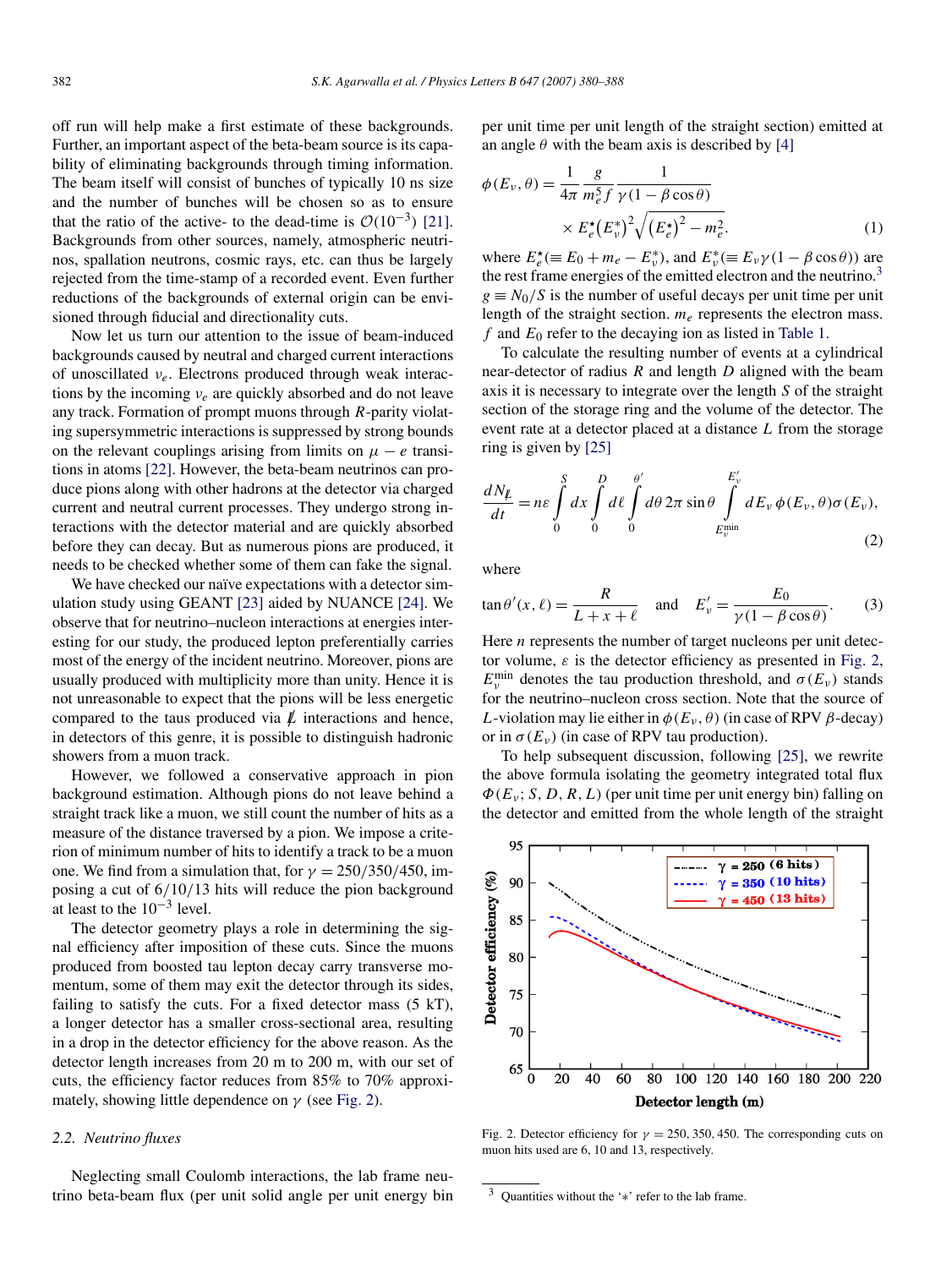off run will help make a first estimate of these backgrounds. Further, an important aspect of the beta-beam source is its capability of eliminating backgrounds through timing information. The beam itself will consist of bunches of typically 10 ns size and the number of bunches will be chosen so as to ensure that the ratio of the active- to the dead-time is $\mathcal{O}(10^{-3})$ [21]. Backgrounds from other sources, namely, atmospheric neutrinos, spallation neutrons, cosmic rays, etc. can thus be largely rejected from the time-stamp of a recorded event. Even further reductions of the backgrounds of external origin can be envisioned through fiducial and directionality cuts.

Now let us turn our attention to the issue of beam-induced backgrounds caused by neutral and charged current interactions of unoscillated $\nu_e$. Electrons produced through weak interactions by the incoming $\nu_e$ are quickly absorbed and do not leave any track. Formation of prompt muons through $R$-parity violating supersymmetric interactions is suppressed by strong bounds on the relevant couplings arising from limits on $\mu - e$ transitions in atoms [22]. However, the beta-beam neutrinos can produce pions along with other hadrons at the detector via charged current and neutral current processes. They undergo strong interactions with the detector material and are quickly absorbed before they can decay. But as numerous pions are produced, it needs to be checked whether some of them can fake the signal.

We have checked our naïve expectations with a detector simulation study using GEANT [23] aided by NUANCE [24]. We observe that for neutrino–nucleon interactions at energies interesting for our study, the produced lepton preferentially carries most of the energy of the incident neutrino. Moreover, pions are usually produced with multiplicity more than unity. Hence it is not unreasonable to expect that the pions will be less energetic compared to the taus produced via $\not{L}$ interactions and hence, in detectors of this genre, it is possible to distinguish hadronic showers from a muon track.

However, we followed a conservative approach in pion background estimation. Although pions do not leave behind a straight track like a muon, we still count the number of hits as a measure of the distance traversed by a pion. We impose a criterion of minimum number of hits to identify a track to be a muon one. We find from a simulation that, for $\gamma = 250/350/450$, imposing a cut of 6/10/13 hits will reduce the pion background at least to the $10^{-3}$ level.

The detector geometry plays a role in determining the signal efficiency after imposition of these cuts. Since the muons produced from boosted tau lepton decay carry transverse momentum, some of them may exit the detector through its sides, failing to satisfy the cuts. For a fixed detector mass (5 kT), a longer detector has a smaller cross-sectional area, resulting in a drop in the detector efficiency for the above reason. As the detector length increases from 20 m to 200 m, with our set of cuts, the efficiency factor reduces from 85% to 70% approximately, showing little dependence on $\gamma$ (see Fig. 2).

### 2.2. Neutrino fluxes

Neglecting small Coulomb interactions, the lab frame neutrino beta-beam flux (per unit solid angle per unit energy bin per unit time per unit length of the straight section) emitted at an angle $\theta$ with the beam axis is described by [4]

$$\phi(E_\nu, \theta) = \frac{1}{4\pi} \frac{g}{m_e^5 f} \frac{1}{\gamma(1 - \beta\cos\theta)} \times E_e^\star (E_\nu^*)^2 \sqrt{(E_e^\star)^2 - m_e^2}. \tag{1}$$

where $E_e^\star (\equiv E_0 + m_e - E_\nu^*)$, and $E_\nu^* (\equiv E_\nu \gamma(1 - \beta\cos\theta))$ are the rest frame energies of the emitted electron and the neutrino.[3] $g \equiv N_0/S$ is the number of useful decays per unit time per unit length of the straight section. $m_e$ represents the electron mass. $f$ and $E_0$ refer to the decaying ion as listed in Table 1.

To calculate the resulting number of events at a cylindrical near-detector of radius $R$ and length $D$ aligned with the beam axis it is necessary to integrate over the length $S$ of the straight section of the storage ring and the volume of the detector. The event rate at a detector placed at a distance $L$ from the storage ring is given by [25]

$$\frac{dN_{\not{L}}}{dt} = n\varepsilon \int_0^S dx \int_0^D d\ell \int_0^{\theta'} d\theta \, 2\pi \sin\theta \int_{E_\nu^{\min}}^{E_\nu'} dE_\nu \, \phi(E_\nu, \theta)\sigma(E_\nu), \tag{2}$$

where

$$\tan\theta'(x, \ell) = \frac{R}{L + x + \ell} \quad \text{and} \quad E_\nu' = \frac{E_0}{\gamma(1 - \beta\cos\theta)}. \tag{3}$$

Here $n$ represents the number of target nucleons per unit detector volume, $\varepsilon$ is the detector efficiency as presented in Fig. 2, $E_\nu^{\min}$ denotes the tau production threshold, and $\sigma(E_\nu)$ stands for the neutrino–nucleon cross section. Note that the source of $L$-violation may lie either in $\phi(E_\nu, \theta)$ (in case of RPV $\beta$-decay) or in $\sigma(E_\nu)$ (in case of RPV tau production).

To help subsequent discussion, following [25], we rewrite the above formula isolating the geometry integrated total flux $\Phi(E_\nu; S, D, R, L)$ (per unit time per unit energy bin) falling on the detector and emitted from the whole length of the straight

Fig. 2. Detector efficiency for $\gamma = 250, 350, 450$. The corresponding cuts on muon hits used are 6, 10 and 13, respectively.

[3] Quantities without the '$*$' refer to the lab frame.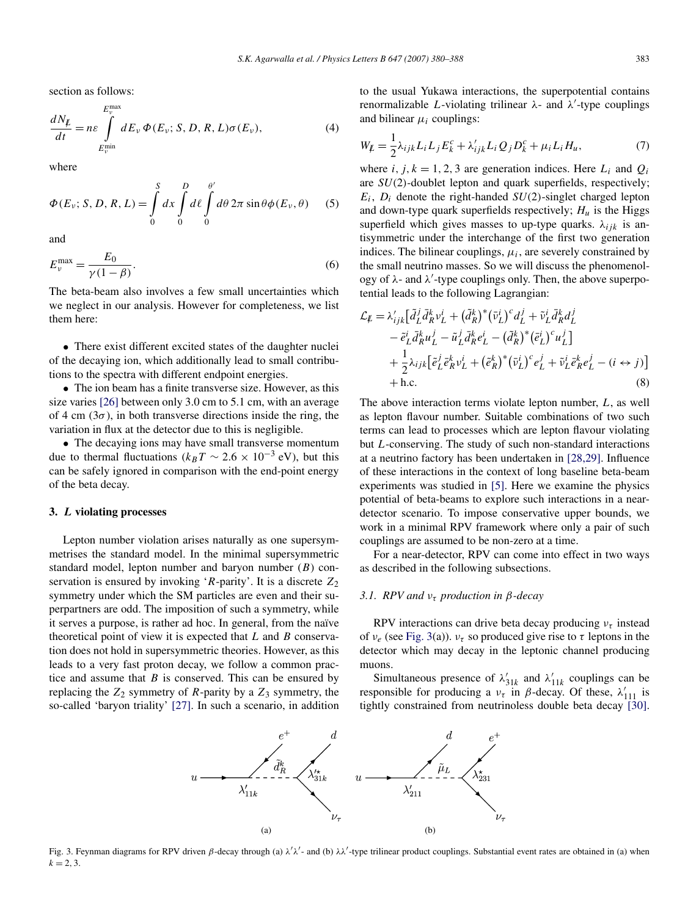section as follows:

$$\frac{dN_{\not L}}{dt} = n\varepsilon \int_{E_\nu^{\min}}^{E_\nu^{\max}} dE_\nu\, \Phi(E_\nu; S, D, R, L)\sigma(E_\nu), \tag{4}$$

where

$$\Phi(E_\nu; S, D, R, L) = \int_0^S dx \int_0^D d\ell \int_0^{\theta'} d\theta\, 2\pi \sin\theta \phi(E_\nu, \theta) \tag{5}$$

and

$$E_\nu^{\max} = \frac{E_0}{\gamma(1-\beta)}. \tag{6}$$

The beta-beam also involves a few small uncertainties which we neglect in our analysis. However for completeness, we list them here:

- There exist different excited states of the daughter nuclei of the decaying ion, which additionally lead to small contributions to the spectra with different endpoint energies.
- The ion beam has a finite transverse size. However, as this size varies [26] between only 3.0 cm to 5.1 cm, with an average of 4 cm ($3\sigma$), in both transverse directions inside the ring, the variation in flux at the detector due to this is negligible.
- The decaying ions may have small transverse momentum due to thermal fluctuations ($k_B T \sim 2.6 \times 10^{-3}$ eV), but this can be safely ignored in comparison with the end-point energy of the beta decay.

## 3. $L$ violating processes

Lepton number violation arises naturally as one supersymmetrises the standard model. In the minimal supersymmetric standard model, lepton number and baryon number ($B$) conservation is ensured by invoking '$R$-parity'. It is a discrete $Z_2$ symmetry under which the SM particles are even and their superpartners are odd. The imposition of such a symmetry, while it serves a purpose, is rather ad hoc. In general, from the naïve theoretical point of view it is expected that $L$ and $B$ conservation does not hold in supersymmetric theories. However, as this leads to a very fast proton decay, we follow a common practice and assume that $B$ is conserved. This can be ensured by replacing the $Z_2$ symmetry of $R$-parity by a $Z_3$ symmetry, the so-called 'baryon triality' [27]. In such a scenario, in addition to the usual Yukawa interactions, the superpotential contains renormalizable $L$-violating trilinear $\lambda$- and $\lambda'$-type couplings and bilinear $\mu_i$ couplings:

$$W_{\not L} = \frac{1}{2}\lambda_{ijk} L_i L_j E_k^c + \lambda'_{ijk} L_i Q_j D_k^c + \mu_i L_i H_u, \tag{7}$$

where $i, j, k = 1, 2, 3$ are generation indices. Here $L_i$ and $Q_i$ are $SU(2)$-doublet lepton and quark superfields, respectively; $E_i$, $D_i$ denote the right-handed $SU(2)$-singlet charged lepton and down-type quark superfields respectively; $H_u$ is the Higgs superfield which gives masses to up-type quarks. $\lambda_{ijk}$ is antisymmetric under the interchange of the first two generation indices. The bilinear couplings, $\mu_i$, are severely constrained by the small neutrino masses. So we will discuss the phenomenology of $\lambda$- and $\lambda'$-type couplings only. Then, the above superpotential leads to the following Lagrangian:

$$\begin{aligned}
\mathcal{L}_{\not L} = {} & \lambda'_{ijk}\big[\tilde{d}_L^j \bar{d}_R^k \nu_L^i + \big(\tilde{d}_R^k\big)^* \big(\bar{\nu}_L^i\big)^c d_L^j + \tilde{\nu}_L^i \bar{d}_R^k d_L^j \\
& - \tilde{e}_L^i \bar{d}_R^k u_L^j - \tilde{u}_L^j \bar{d}_R^k e_L^i - \big(\tilde{d}_R^k\big)^* \big(\bar{e}_L^i\big)^c u_L^j\big] \\
& + \frac{1}{2}\lambda_{ijk}\big[\tilde{e}_L^j \bar{e}_R^k \nu_L^i + \big(\tilde{e}_R^k\big)^* \big(\bar{\nu}_L^i\big)^c e_L^j + \tilde{\nu}_L^i \bar{e}_R^k e_L^j - (i \leftrightarrow j)\big] \\
& + \text{h.c.}
\end{aligned} \tag{8}$$

The above interaction terms violate lepton number, $L$, as well as lepton flavour number. Suitable combinations of two such terms can lead to processes which are lepton flavour violating but $L$-conserving. The study of such non-standard interactions at a neutrino factory has been undertaken in [28,29]. Influence of these interactions in the context of long baseline beta-beam experiments was studied in [5]. Here we examine the physics potential of beta-beams to explore such interactions in a near-detector scenario. To impose conservative upper bounds, we work in a minimal RPV framework where only a pair of such couplings are assumed to be non-zero at a time.

For a near-detector, RPV can come into effect in two ways as described in the following subsections.

### 3.1. RPV and $\nu_\tau$ production in $\beta$-decay

RPV interactions can drive beta decay producing $\nu_\tau$ instead of $\nu_e$ (see Fig. 3(a)). $\nu_\tau$ so produced give rise to $\tau$ leptons in the detector which may decay in the leptonic channel producing muons.

Simultaneous presence of $\lambda'_{31k}$ and $\lambda'_{11k}$ couplings can be responsible for producing a $\nu_\tau$ in $\beta$-decay. Of these, $\lambda'_{111}$ is tightly constrained from neutrinoless double beta decay [30].

Fig. 3. Feynman diagrams for RPV driven $\beta$-decay through (a) $\lambda'\lambda'$- and (b) $\lambda\lambda'$-type trilinear product couplings. Substantial event rates are obtained in (a) when $k = 2, 3$.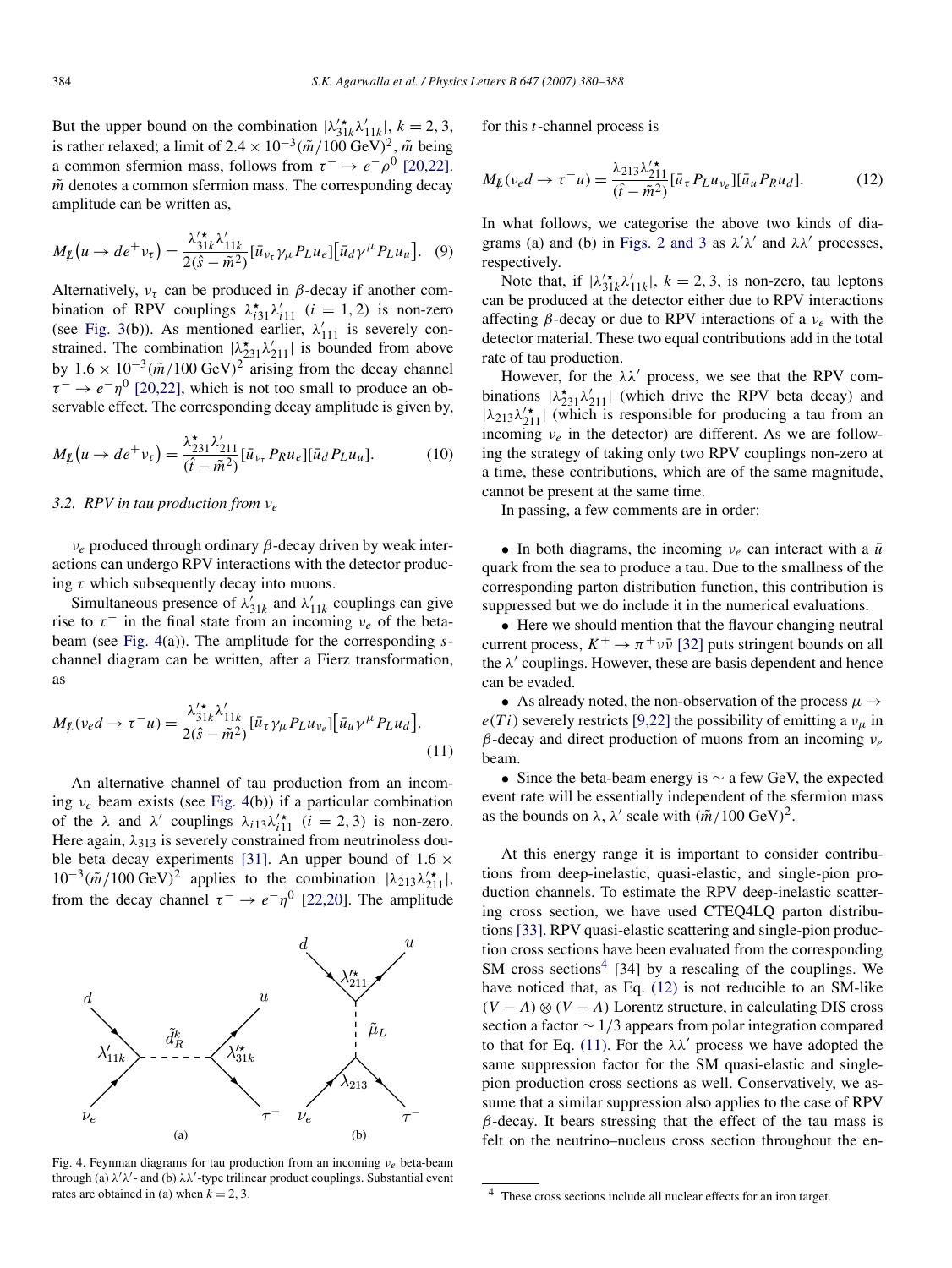But the upper bound on the combination $|\lambda'^{\star}_{31k}\lambda'_{11k}|$, $k = 2, 3$, is rather relaxed; a limit of $2.4 \times 10^{-3}(\tilde{m}/100\ \text{GeV})^2$, $\tilde{m}$ being a common sfermion mass, follows from $\tau^- \to e^-\rho^0$ [20,22]. $\tilde{m}$ denotes a common sfermion mass. The corresponding decay amplitude can be written as,

$$M_{\not{L}}\left(u \to d e^+ \nu_\tau\right) = \frac{\lambda'^{\star}_{31k}\lambda'_{11k}}{2(\hat{s} - \tilde{m}^2)}[\bar{u}_{\nu_\tau}\gamma_\mu P_L u_e]\left[\bar{u}_d \gamma^\mu P_L u_u\right]. \quad (9)$$

Alternatively, $\nu_\tau$ can be produced in $\beta$-decay if another combination of RPV couplings $\lambda^{\star}_{i31}\lambda'_{i11}$ $(i = 1, 2)$ is non-zero (see Fig. 3(b)). As mentioned earlier, $\lambda'_{111}$ is severely constrained. The combination $|\lambda^{\star}_{231}\lambda'_{211}|$ is bounded from above by $1.6 \times 10^{-3}(\tilde{m}/100\ \text{GeV})^2$ arising from the decay channel $\tau^- \to e^-\eta^0$ [20,22], which is not too small to produce an observable effect. The corresponding decay amplitude is given by,

$$M_{\not{L}}\left(u \to d e^+ \nu_\tau\right) = \frac{\lambda^{\star}_{231}\lambda'_{211}}{(\hat{t} - \tilde{m}^2)}[\bar{u}_{\nu_\tau} P_R u_e][\bar{u}_d P_L u_u]. \quad (10)$$

### 3.2. RPV in tau production from $\nu_e$

$\nu_e$ produced through ordinary $\beta$-decay driven by weak interactions can undergo RPV interactions with the detector producing $\tau$ which subsequently decay into muons.

Simultaneous presence of $\lambda'_{31k}$ and $\lambda'_{11k}$ couplings can give rise to $\tau^-$ in the final state from an incoming $\nu_e$ of the beta-beam (see Fig. 4(a)). The amplitude for the corresponding $s$-channel diagram can be written, after a Fierz transformation, as

$$M_{\not{L}}(\nu_e d \to \tau^- u) = \frac{\lambda'^{\star}_{31k}\lambda'_{11k}}{2(\hat{s} - \tilde{m}^2)}[\bar{u}_\tau \gamma_\mu P_L u_{\nu_e}]\left[\bar{u}_u \gamma^\mu P_L u_d\right]. \quad (11)$$

An alternative channel of tau production from an incoming $\nu_e$ beam exists (see Fig. 4(b)) if a particular combination of the $\lambda$ and $\lambda'$ couplings $\lambda_{i13}\lambda'^{\star}_{i11}$ $(i = 2, 3)$ is non-zero. Here again, $\lambda_{313}$ is severely constrained from neutrinoless double beta decay experiments [31]. An upper bound of $1.6 \times 10^{-3}(\tilde{m}/100\ \text{GeV})^2$ applies to the combination $|\lambda_{213}\lambda'^{\star}_{211}|$, from the decay channel $\tau^- \to e^-\eta^0$ [22,20]. The amplitude for this $t$-channel process is

$$M_{\not{L}}(\nu_e d \to \tau^- u) = \frac{\lambda_{213}\lambda'^{\star}_{211}}{(\hat{t} - \tilde{m}^2)}[\bar{u}_\tau P_L u_{\nu_e}][\bar{u}_u P_R u_d]. \quad (12)$$

In what follows, we categorise the above two kinds of diagrams (a) and (b) in Figs. 2 and 3 as $\lambda'\lambda'$ and $\lambda\lambda'$ processes, respectively.

Note that, if $|\lambda'^{\star}_{31k}\lambda'_{11k}|$, $k = 2, 3$, is non-zero, tau leptons can be produced at the detector either due to RPV interactions affecting $\beta$-decay or due to RPV interactions of a $\nu_e$ with the detector material. These two equal contributions add in the total rate of tau production.

However, for the $\lambda\lambda'$ process, we see that the RPV combinations $|\lambda^{\star}_{231}\lambda'_{211}|$ (which drive the RPV beta decay) and $|\lambda_{213}\lambda'^{\star}_{211}|$ (which is responsible for producing a tau from an incoming $\nu_e$ in the detector) are different. As we are following the strategy of taking only two RPV couplings non-zero at a time, these contributions, which are of the same magnitude, cannot be present at the same time.

In passing, a few comments are in order:

- In both diagrams, the incoming $\nu_e$ can interact with a $\bar{u}$ quark from the sea to produce a tau. Due to the smallness of the corresponding parton distribution function, this contribution is suppressed but we do include it in the numerical evaluations.
- Here we should mention that the flavour changing neutral current process, $K^+ \to \pi^+\nu\bar{\nu}$ [32] puts stringent bounds on all the $\lambda'$ couplings. However, these are basis dependent and hence can be evaded.
- As already noted, the non-observation of the process $\mu \to e(Ti)$ severely restricts [9,22] the possibility of emitting a $\nu_\mu$ in $\beta$-decay and direct production of muons from an incoming $\nu_e$ beam.
- Since the beta-beam energy is $\sim$ a few GeV, the expected event rate will be essentially independent of the sfermion mass as the bounds on $\lambda$, $\lambda'$ scale with $(\tilde{m}/100\ \text{GeV})^2$.

At this energy range it is important to consider contributions from deep-inelastic, quasi-elastic, and single-pion production channels. To estimate the RPV deep-inelastic scattering cross section, we have used CTEQ4LQ parton distributions [33]. RPV quasi-elastic scattering and single-pion production cross sections have been evaluated from the corresponding SM cross sections[4] [34] by a rescaling of the couplings. We have noticed that, as Eq. (12) is not reducible to an SM-like $(V - A) \otimes (V - A)$ Lorentz structure, in calculating DIS cross section a factor $\sim 1/3$ appears from polar integration compared to that for Eq. (11). For the $\lambda\lambda'$ process we have adopted the same suppression factor for the SM quasi-elastic and single-pion production cross sections as well. Conservatively, we assume that a similar suppression also applies to the case of RPV $\beta$-decay. It bears stressing that the effect of the tau mass is felt on the neutrino–nucleus cross section throughout the en-

Fig. 4. Feynman diagrams for tau production from an incoming $\nu_e$ beta-beam through (a) $\lambda'\lambda'$- and (b) $\lambda\lambda'$-type trilinear product couplings. Substantial event rates are obtained in (a) when $k = 2, 3$.

[4] These cross sections include all nuclear effects for an iron target.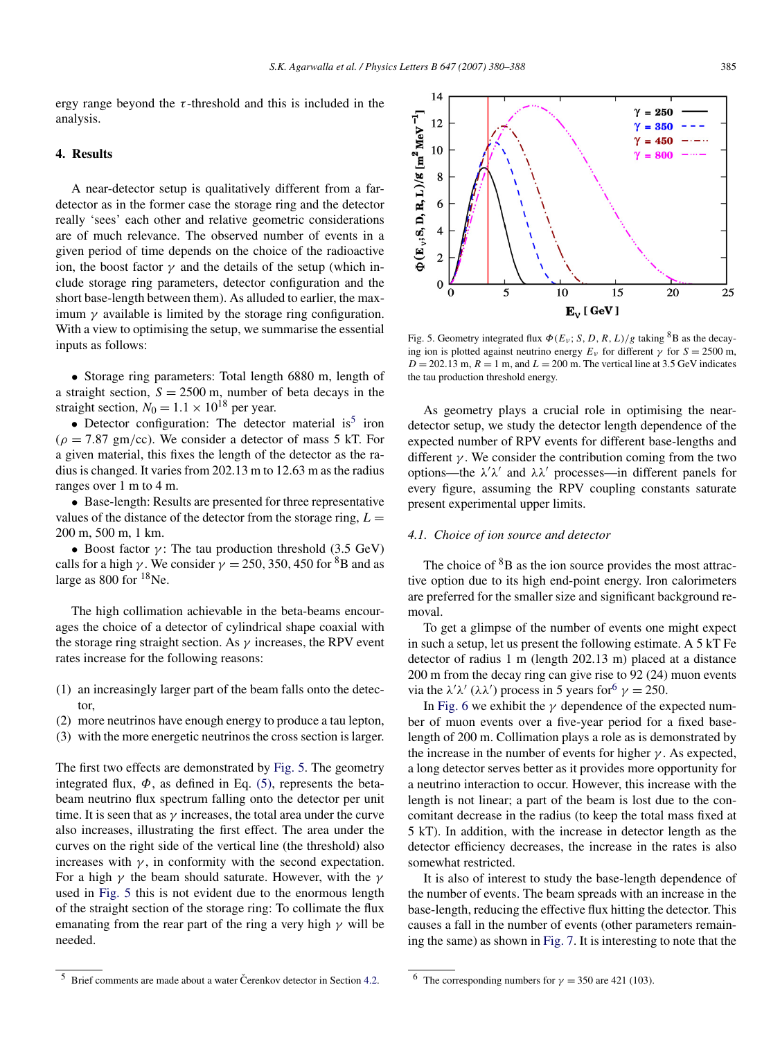ergy range beyond the $\tau$-threshold and this is included in the analysis.

## 4. Results

A near-detector setup is qualitatively different from a far-detector as in the former case the storage ring and the detector really 'sees' each other and relative geometric considerations are of much relevance. The observed number of events in a given period of time depends on the choice of the radioactive ion, the boost factor $\gamma$ and the details of the setup (which include storage ring parameters, detector configuration and the short base-length between them). As alluded to earlier, the maximum $\gamma$ available is limited by the storage ring configuration. With a view to optimising the setup, we summarise the essential inputs as follows:

- Storage ring parameters: Total length 6880 m, length of a straight section, $S = 2500$ m, number of beta decays in the straight section, $N_0 = 1.1 \times 10^{18}$ per year.
- Detector configuration: The detector material is[5] iron ($\rho = 7.87$ gm/cc). We consider a detector of mass 5 kT. For a given material, this fixes the length of the detector as the radius is changed. It varies from 202.13 m to 12.63 m as the radius ranges over 1 m to 4 m.
- Base-length: Results are presented for three representative values of the distance of the detector from the storage ring, $L =$ 200 m, 500 m, 1 km.
- Boost factor $\gamma$: The tau production threshold (3.5 GeV) calls for a high $\gamma$. We consider $\gamma = 250, 350, 450$ for $^8$B and as large as 800 for $^{18}$Ne.

The high collimation achievable in the beta-beams encourages the choice of a detector of cylindrical shape coaxial with the storage ring straight section. As $\gamma$ increases, the RPV event rates increase for the following reasons:

(1) an increasingly larger part of the beam falls onto the detector,
(2) more neutrinos have enough energy to produce a tau lepton,
(3) with the more energetic neutrinos the cross section is larger.

The first two effects are demonstrated by Fig. 5. The geometry integrated flux, $\Phi$, as defined in Eq. (5), represents the beta-beam neutrino flux spectrum falling onto the detector per unit time. It is seen that as $\gamma$ increases, the total area under the curve also increases, illustrating the first effect. The area under the curves on the right side of the vertical line (the threshold) also increases with $\gamma$, in conformity with the second expectation. For a high $\gamma$ the beam should saturate. However, with the $\gamma$ used in Fig. 5 this is not evident due to the enormous length of the straight section of the storage ring: To collimate the flux emanating from the rear part of the ring a very high $\gamma$ will be needed.

Fig. 5. Geometry integrated flux $\Phi(E_\nu; S, D, R, L)/g$ taking $^8$B as the decaying ion is plotted against neutrino energy $E_\nu$ for different $\gamma$ for $S = 2500$ m, $D = 202.13$ m, $R = 1$ m, and $L = 200$ m. The vertical line at 3.5 GeV indicates the tau production threshold energy.

As geometry plays a crucial role in optimising the near-detector setup, we study the detector length dependence of the expected number of RPV events for different base-lengths and different $\gamma$. We consider the contribution coming from the two options—the $\lambda'\lambda'$ and $\lambda\lambda'$ processes—in different panels for every figure, assuming the RPV coupling constants saturate present experimental upper limits.

### 4.1. Choice of ion source and detector

The choice of $^8$B as the ion source provides the most attractive option due to its high end-point energy. Iron calorimeters are preferred for the smaller size and significant background removal.

To get a glimpse of the number of events one might expect in such a setup, let us present the following estimate. A 5 kT Fe detector of radius 1 m (length 202.13 m) placed at a distance 200 m from the decay ring can give rise to 92 (24) muon events via the $\lambda'\lambda'$ ($\lambda\lambda'$) process in 5 years for[6] $\gamma = 250$.

In Fig. 6 we exhibit the $\gamma$ dependence of the expected number of muon events over a five-year period for a fixed base-length of 200 m. Collimation plays a role as is demonstrated by the increase in the number of events for higher $\gamma$. As expected, a long detector serves better as it provides more opportunity for a neutrino interaction to occur. However, this increase with the length is not linear; a part of the beam is lost due to the concomitant decrease in the radius (to keep the total mass fixed at 5 kT). In addition, with the increase in detector length as the detector efficiency decreases, the increase in the rates is also somewhat restricted.

It is also of interest to study the base-length dependence of the number of events. The beam spreads with an increase in the base-length, reducing the effective flux hitting the detector. This causes a fall in the number of events (other parameters remaining the same) as shown in Fig. 7. It is interesting to note that the

[5] Brief comments are made about a water Čerenkov detector in Section 4.2.

[6] The corresponding numbers for $\gamma = 350$ are 421 (103).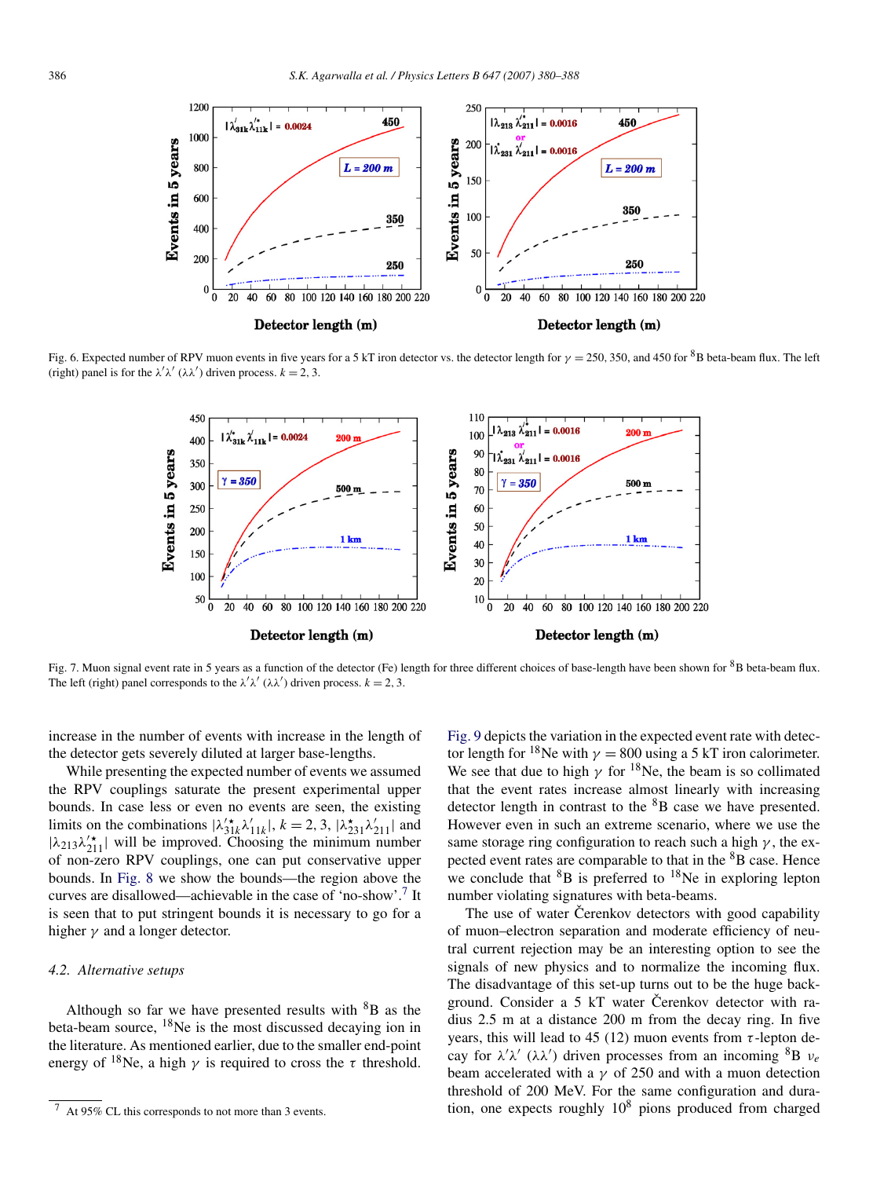Fig. 6. Expected number of RPV muon events in five years for a 5 kT iron detector vs. the detector length for $\gamma = 250$, 350, and 450 for $^8$B beta-beam flux. The left (right) panel is for the $\lambda'\lambda'$ ($\lambda\lambda'$) driven process. $k = 2, 3$.

Fig. 7. Muon signal event rate in 5 years as a function of the detector (Fe) length for three different choices of base-length have been shown for $^8$B beta-beam flux. The left (right) panel corresponds to the $\lambda'\lambda'$ ($\lambda\lambda'$) driven process. $k = 2, 3$.

increase in the number of events with increase in the length of the detector gets severely diluted at larger base-lengths.

While presenting the expected number of events we assumed the RPV couplings saturate the present experimental upper bounds. In case less or even no events are seen, the existing limits on the combinations $|\lambda'^{\star}_{31k}\lambda'_{11k}|$, $k = 2, 3$, $|\lambda^{\star}_{231}\lambda'_{211}|$ and $|\lambda_{213}\lambda'^{\star}_{211}|$ will be improved. Choosing the minimum number of non-zero RPV couplings, one can put conservative upper bounds. In Fig. 8 we show the bounds—the region above the curves are disallowed—achievable in the case of 'no-show'.[7] It is seen that to put stringent bounds it is necessary to go for a higher $\gamma$ and a longer detector.

### 4.2. Alternative setups

Although so far we have presented results with $^8$B as the beta-beam source, $^{18}$Ne is the most discussed decaying ion in the literature. As mentioned earlier, due to the smaller end-point energy of $^{18}$Ne, a high $\gamma$ is required to cross the $\tau$ threshold. Fig. 9 depicts the variation in the expected event rate with detector length for $^{18}$Ne with $\gamma = 800$ using a 5 kT iron calorimeter. We see that due to high $\gamma$ for $^{18}$Ne, the beam is so collimated that the event rates increase almost linearly with increasing detector length in contrast to the $^8$B case we have presented. However even in such an extreme scenario, where we use the same storage ring configuration to reach such a high $\gamma$, the expected event rates are comparable to that in the $^8$B case. Hence we conclude that $^8$B is preferred to $^{18}$Ne in exploring lepton number violating signatures with beta-beams.

The use of water Čerenkov detectors with good capability of muon–electron separation and moderate efficiency of neutral current rejection may be an interesting option to see the signals of new physics and to normalize the incoming flux. The disadvantage of this set-up turns out to be the huge background. Consider a 5 kT water Čerenkov detector with radius 2.5 m at a distance 200 m from the decay ring. In five years, this will lead to 45 (12) muon events from $\tau$-lepton decay for $\lambda'\lambda'$ ($\lambda\lambda'$) driven processes from an incoming $^8$B $\nu_e$ beam accelerated with a $\gamma$ of 250 and with a muon detection threshold of 200 MeV. For the same configuration and duration, one expects roughly $10^8$ pions produced from charged

[7] At 95% CL this corresponds to not more than 3 events.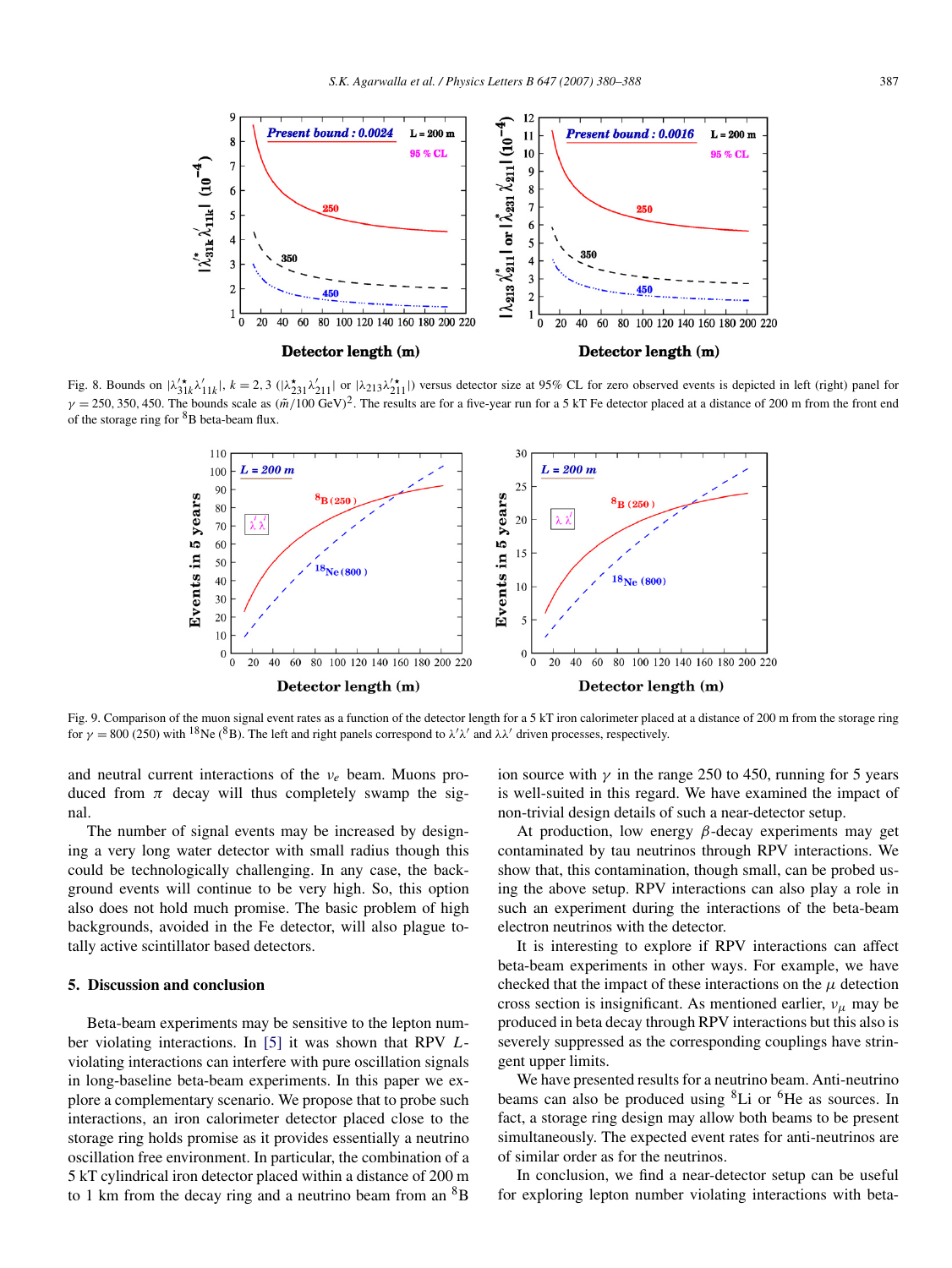Fig. 8. Bounds on $|\lambda'^{\star}_{31k}\lambda'_{11k}|$, $k = 2, 3$ ($|\lambda^{\star}_{231}\lambda'_{211}|$ or $|\lambda_{213}\lambda'^{\star}_{211}|$) versus detector size at 95% CL for zero observed events is depicted in left (right) panel for $\gamma = 250, 350, 450$. The bounds scale as $(\tilde{m}/100\ \text{GeV})^2$. The results are for a five-year run for a 5 kT Fe detector placed at a distance of 200 m from the front end of the storage ring for $^8$B beta-beam flux.

Fig. 9. Comparison of the muon signal event rates as a function of the detector length for a 5 kT iron calorimeter placed at a distance of 200 m from the storage ring for $\gamma = 800$ (250) with $^{18}$Ne ($^8$B). The left and right panels correspond to $\lambda'\lambda'$ and $\lambda\lambda'$ driven processes, respectively.

and neutral current interactions of the $\nu_e$ beam. Muons produced from $\pi$ decay will thus completely swamp the signal.

The number of signal events may be increased by designing a very long water detector with small radius though this could be technologically challenging. In any case, the background events will continue to be very high. So, this option also does not hold much promise. The basic problem of high backgrounds, avoided in the Fe detector, will also plague totally active scintillator based detectors.

## 5. Discussion and conclusion

Beta-beam experiments may be sensitive to the lepton number violating interactions. In [5] it was shown that RPV $L$-violating interactions can interfere with pure oscillation signals in long-baseline beta-beam experiments. In this paper we explore a complementary scenario. We propose that to probe such interactions, an iron calorimeter detector placed close to the storage ring holds promise as it provides essentially a neutrino oscillation free environment. In particular, the combination of a 5 kT cylindrical iron detector placed within a distance of 200 m to 1 km from the decay ring and a neutrino beam from an $^8$B ion source with $\gamma$ in the range 250 to 450, running for 5 years is well-suited in this regard. We have examined the impact of non-trivial design details of such a near-detector setup.

At production, low energy $\beta$-decay experiments may get contaminated by tau neutrinos through RPV interactions. We show that, this contamination, though small, can be probed using the above setup. RPV interactions can also play a role in such an experiment during the interactions of the beta-beam electron neutrinos with the detector.

It is interesting to explore if RPV interactions can affect beta-beam experiments in other ways. For example, we have checked that the impact of these interactions on the $\mu$ detection cross section is insignificant. As mentioned earlier, $\nu_\mu$ may be produced in beta decay through RPV interactions but this also is severely suppressed as the corresponding couplings have stringent upper limits.

We have presented results for a neutrino beam. Anti-neutrino beams can also be produced using $^8$Li or $^6$He as sources. In fact, a storage ring design may allow both beams to be present simultaneously. The expected event rates for anti-neutrinos are of similar order as for the neutrinos.

In conclusion, we find a near-detector setup can be useful for exploring lepton number violating interactions with beta-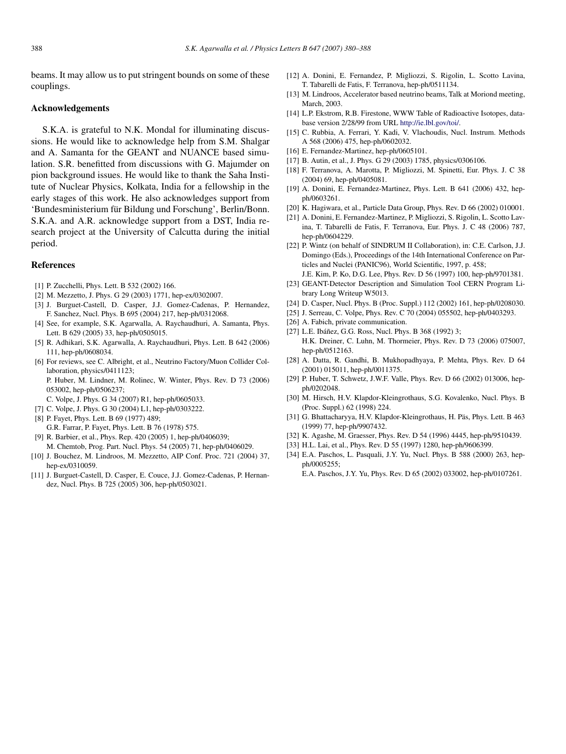beams. It may allow us to put stringent bounds on some of these couplings.

## Acknowledgements

S.K.A. is grateful to N.K. Mondal for illuminating discussions. He would like to acknowledge help from S.M. Shalgar and A. Samanta for the GEANT and NUANCE based simulation. S.R. benefitted from discussions with G. Majumder on pion background issues. He would like to thank the Saha Institute of Nuclear Physics, Kolkata, India for a fellowship in the early stages of this work. He also acknowledges support from 'Bundesministerium für Bildung und Forschung', Berlin/Bonn. S.K.A. and A.R. acknowledge support from a DST, India research project at the University of Calcutta during the initial period.

## References

[1] P. Zucchelli, Phys. Lett. B 532 (2002) 166.

[2] M. Mezzetto, J. Phys. G 29 (2003) 1771, hep-ex/0302007.

[3] J. Burguet-Castell, D. Casper, J.J. Gomez-Cadenas, P. Hernandez, F. Sanchez, Nucl. Phys. B 695 (2004) 217, hep-ph/0312068.

[4] See, for example, S.K. Agarwalla, A. Raychaudhuri, A. Samanta, Phys. Lett. B 629 (2005) 33, hep-ph/0505015.

[5] R. Adhikari, S.K. Agarwalla, A. Raychaudhuri, Phys. Lett. B 642 (2006) 111, hep-ph/0608034.

[6] For reviews, see C. Albright, et al., Neutrino Factory/Muon Collider Collaboration, physics/0411123;
P. Huber, M. Lindner, M. Rolinec, W. Winter, Phys. Rev. D 73 (2006) 053002, hep-ph/0506237;
C. Volpe, J. Phys. G 34 (2007) R1, hep-ph/0605033.

[7] C. Volpe, J. Phys. G 30 (2004) L1, hep-ph/0303222.

[8] P. Fayet, Phys. Lett. B 69 (1977) 489;
G.R. Farrar, P. Fayet, Phys. Lett. B 76 (1978) 575.

[9] R. Barbier, et al., Phys. Rep. 420 (2005) 1, hep-ph/0406039;
M. Chemtob, Prog. Part. Nucl. Phys. 54 (2005) 71, hep-ph/0406029.

[10] J. Bouchez, M. Lindroos, M. Mezzetto, AIP Conf. Proc. 721 (2004) 37, hep-ex/0310059.

[11] J. Burguet-Castell, D. Casper, E. Couce, J.J. Gomez-Cadenas, P. Hernandez, Nucl. Phys. B 725 (2005) 306, hep-ph/0503021.

[12] A. Donini, E. Fernandez, P. Migliozzi, S. Rigolin, L. Scotto Lavina, T. Tabarelli de Fatis, F. Terranova, hep-ph/0511134.

[13] M. Lindroos, Accelerator based neutrino beams, Talk at Moriond meeting, March, 2003.

[14] L.P. Ekstrom, R.B. Firestone, WWW Table of Radioactive Isotopes, database version 2/28/99 from URL http://ie.lbl.gov/toi/.

[15] C. Rubbia, A. Ferrari, Y. Kadi, V. Vlachoudis, Nucl. Instrum. Methods A 568 (2006) 475, hep-ph/0602032.

[16] E. Fernandez-Martinez, hep-ph/0605101.

[17] B. Autin, et al., J. Phys. G 29 (2003) 1785, physics/0306106.

[18] F. Terranova, A. Marotta, P. Migliozzi, M. Spinetti, Eur. Phys. J. C 38 (2004) 69, hep-ph/0405081.

[19] A. Donini, E. Fernandez-Martinez, Phys. Lett. B 641 (2006) 432, hep-ph/0603261.

[20] K. Hagiwara, et al., Particle Data Group, Phys. Rev. D 66 (2002) 010001.

[21] A. Donini, E. Fernandez-Martinez, P. Migliozzi, S. Rigolin, L. Scotto Lavina, T. Tabarelli de Fatis, F. Terranova, Eur. Phys. J. C 48 (2006) 787, hep-ph/0604229.

[22] P. Wintz (on behalf of SINDRUM II Collaboration), in: C.E. Carlson, J.J. Domingo (Eds.), Proceedings of the 14th International Conference on Particles and Nuclei (PANIC96), World Scientific, 1997, p. 458;
J.E. Kim, P. Ko, D.G. Lee, Phys. Rev. D 56 (1997) 100, hep-ph/9701381.

[23] GEANT-Detector Description and Simulation Tool CERN Program Library Long Writeup W5013.

[24] D. Casper, Nucl. Phys. B (Proc. Suppl.) 112 (2002) 161, hep-ph/0208030.

[25] J. Serreau, C. Volpe, Phys. Rev. C 70 (2004) 055502, hep-ph/0403293.

[26] A. Fabich, private communication.

[27] L.E. Ibáñez, G.G. Ross, Nucl. Phys. B 368 (1992) 3;
H.K. Dreiner, C. Luhn, M. Thormeier, Phys. Rev. D 73 (2006) 075007, hep-ph/0512163.

[28] A. Datta, R. Gandhi, B. Mukhopadhyaya, P. Mehta, Phys. Rev. D 64 (2001) 015011, hep-ph/0011375.

[29] P. Huber, T. Schwetz, J.W.F. Valle, Phys. Rev. D 66 (2002) 013006, hep-ph/0202048.

[30] M. Hirsch, H.V. Klapdor-Kleingrothaus, S.G. Kovalenko, Nucl. Phys. B (Proc. Suppl.) 62 (1998) 224.

[31] G. Bhattacharyya, H.V. Klapdor-Kleingrothaus, H. Päs, Phys. Lett. B 463 (1999) 77, hep-ph/9907432.

[32] K. Agashe, M. Graesser, Phys. Rev. D 54 (1996) 4445, hep-ph/9510439.

[33] H.L. Lai, et al., Phys. Rev. D 55 (1997) 1280, hep-ph/9606399.

[34] E.A. Paschos, L. Pasquali, J.Y. Yu, Nucl. Phys. B 588 (2000) 263, hep-ph/0005255;
E.A. Paschos, J.Y. Yu, Phys. Rev. D 65 (2002) 033002, hep-ph/0107261.